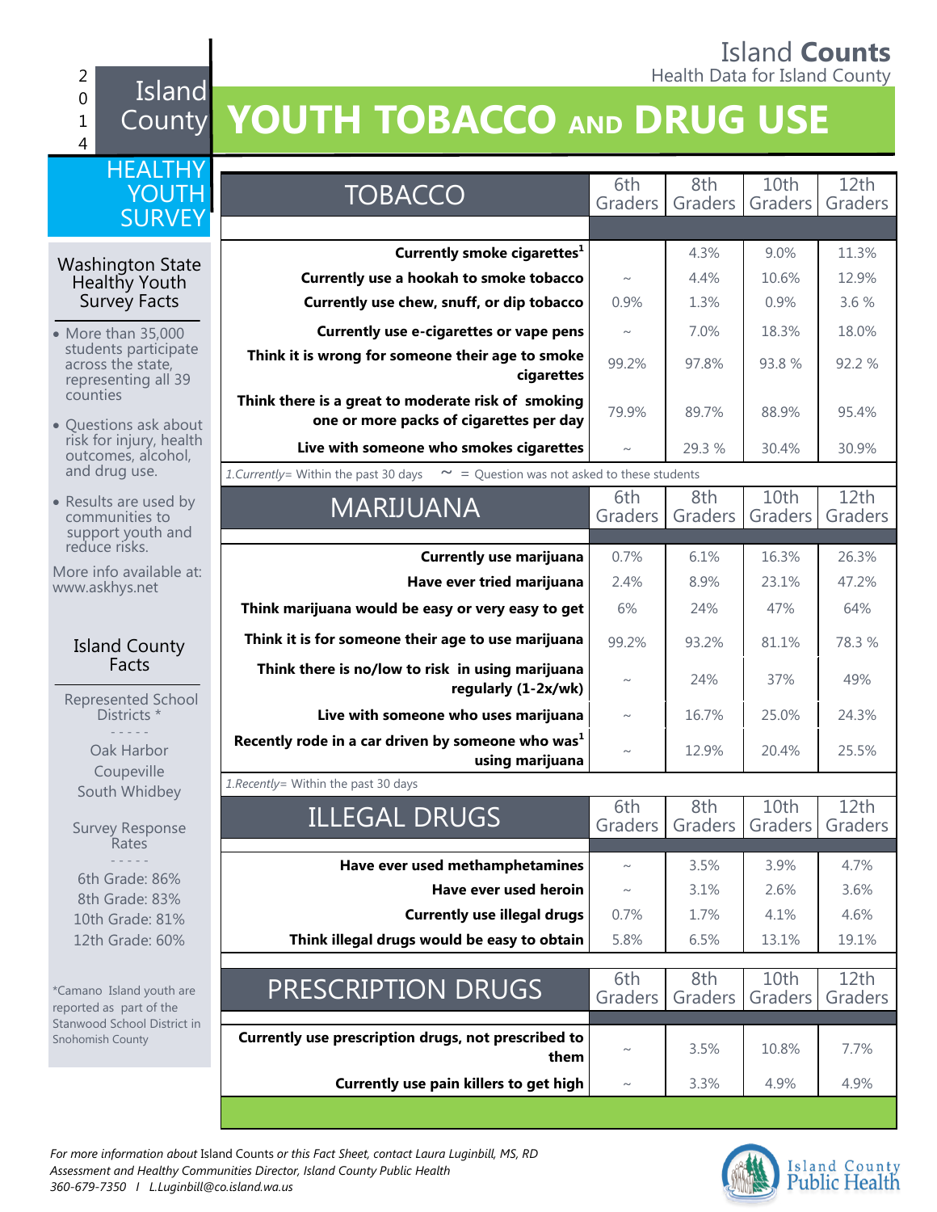Island **Counts**
Health Data for Island County

2014 Island County

# YOUTH TOBACCO AND DRUG USE

## HEALTHY YOUTH SURVEY

### Washington State Healthy Youth Survey Facts

- More than 35,000 students participate across the state, representing all 39 counties
- Questions ask about risk for injury, health outcomes, alcohol, and drug use.
- Results are used by communities to support youth and reduce risks.

More info available at: www.askhys.net

### Island County Facts

Represented School Districts *

- - - - -

Oak Harbor
Coupeville
South Whidbey

Survey Response Rates

- - - - -

6th Grade: 86%
8th Grade: 83%
10th Grade: 81%
12th Grade: 60%

*Camano Island youth are reported as part of the Stanwood School District in Snohomish County

| TOBACCO | 6th Graders | 8th Graders | 10th Graders | 12th Graders |
|---|---|---|---|---|
| **Currently smoke cigarettes[1]** | | 4.3% | 9.0% | 11.3% |
| **Currently use a hookah to smoke tobacco** | ~ | 4.4% | 10.6% | 12.9% |
| **Currently use chew, snuff, or dip tobacco** | 0.9% | 1.3% | 0.9% | 3.6 % |
| **Currently use e-cigarettes or vape pens** | ~ | 7.0% | 18.3% | 18.0% |
| **Think it is wrong for someone their age to smoke cigarettes** | 99.2% | 97.8% | 93.8 % | 92.2 % |
| **Think there is a great to moderate risk of smoking one or more packs of cigarettes per day** | 79.9% | 89.7% | 88.9% | 95.4% |
| **Live with someone who smokes cigarettes** | ~ | 29.3 % | 30.4% | 30.9% |

*1.Currently*= Within the past 30 days ~ = Question was not asked to these students

| MARIJUANA | 6th Graders | 8th Graders | 10th Graders | 12th Graders |
|---|---|---|---|---|
| **Currently use marijuana** | 0.7% | 6.1% | 16.3% | 26.3% |
| **Have ever tried marijuana** | 2.4% | 8.9% | 23.1% | 47.2% |
| **Think marijuana would be easy or very easy to get** | 6% | 24% | 47% | 64% |
| **Think it is for someone their age to use marijuana** | 99.2% | 93.2% | 81.1% | 78.3 % |
| **Think there is no/low to risk in using marijuana regularly (1-2x/wk)** | ~ | 24% | 37% | 49% |
| **Live with someone who uses marijuana** | ~ | 16.7% | 25.0% | 24.3% |
| **Recently rode in a car driven by someone who was[1] using marijuana** | ~ | 12.9% | 20.4% | 25.5% |

*1.Recently*= Within the past 30 days

| ILLEGAL DRUGS | 6th Graders | 8th Graders | 10th Graders | 12th Graders |
|---|---|---|---|---|
| **Have ever used methamphetamines** | ~ | 3.5% | 3.9% | 4.7% |
| **Have ever used heroin** | ~ | 3.1% | 2.6% | 3.6% |
| **Currently use illegal drugs** | 0.7% | 1.7% | 4.1% | 4.6% |
| **Think illegal drugs would be easy to obtain** | 5.8% | 6.5% | 13.1% | 19.1% |

| PRESCRIPTION DRUGS | 6th Graders | 8th Graders | 10th Graders | 12th Graders |
|---|---|---|---|---|
| **Currently use prescription drugs, not prescribed to them** | ~ | 3.5% | 10.8% | 7.7% |
| **Currently use pain killers to get high** | ~ | 3.3% | 4.9% | 4.9% |

*For more information about* Island Counts *or this Fact Sheet, contact Laura Luginbill, MS, RD*
*Assessment and Healthy Communities Director, Island County Public Health*
*360-679-7350 / L.Luginbill@co.island.wa.us*

Island County Public Health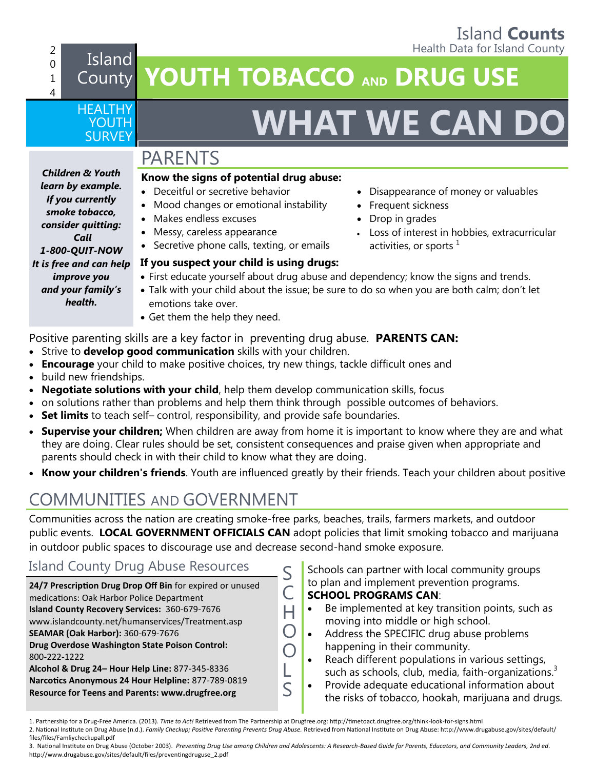Island **Counts**
Health Data for Island County

2014 Island County HEALTHY YOUTH SURVEY

# YOUTH TOBACCO AND DRUG USE

# WHAT WE CAN DO

## PARENTS

***Children & Youth learn by example. If you currently smoke tobacco, consider quitting: Call 1-800-QUIT-NOW It is free and can help improve you and your family's health.***

**Know the signs of potential drug abuse:**

- Deceitful or secretive behavior
- Mood changes or emotional instability
- Makes endless excuses
- Messy, careless appearance
- Secretive phone calls, texting, or emails
- Disappearance of money or valuables
- Frequent sickness
- Drop in grades
- Loss of interest in hobbies, extracurricular activities, or sports [1]

**If you suspect your child is using drugs:**

- First educate yourself about drug abuse and dependency; know the signs and trends.
- Talk with your child about the issue; be sure to do so when you are both calm; don't let emotions take over.
- Get them the help they need.

Positive parenting skills are a key factor in preventing drug abuse. **PARENTS CAN:**

- Strive to **develop good communication** skills with your children.
- **Encourage** your child to make positive choices, try new things, tackle difficult ones and
- build new friendships.
- **Negotiate solutions with your child**, help them develop communication skills, focus
- on solutions rather than problems and help them think through possible outcomes of behaviors.
- **Set limits** to teach self– control, responsibility, and provide safe boundaries.
- **Supervise your children;** When children are away from home it is important to know where they are and what they are doing. Clear rules should be set, consistent consequences and praise given when appropriate and parents should check in with their child to know what they are doing.
- **Know your children's friends**. Youth are influenced greatly by their friends. Teach your children about positive

## COMMUNITIES AND GOVERNMENT

Communities across the nation are creating smoke-free parks, beaches, trails, farmers markets, and outdoor public events. **LOCAL GOVERNMENT OFFICIALS CAN** adopt policies that limit smoking tobacco and marijuana in outdoor public spaces to discourage use and decrease second-hand smoke exposure.

### Island County Drug Abuse Resources

**24/7 Prescription Drug Drop Off Bin** for expired or unused medications: Oak Harbor Police Department
**Island County Recovery Services:** 360-679-7676
www.islandcounty.net/humanservices/Treatment.asp
**SEAMAR (Oak Harbor):** 360-679-7676
**Drug Overdose Washington State Poison Control:** 800-222-1222
**Alcohol & Drug 24– Hour Help Line:** 877-345-8336
**Narcotics Anonymous 24 Hour Helpline:** 877-789-0819
**Resource for Teens and Parents: www.drugfree.org**

## SCHOOLS

Schools can partner with local community groups to plan and implement prevention programs.
**SCHOOL PROGRAMS CAN**:

- Be implemented at key transition points, such as moving into middle or high school.
- Address the SPECIFIC drug abuse problems happening in their community.
- Reach different populations in various settings, such as schools, club, media, faith-organizations.[3]
- Provide adequate educational information about the risks of tobacco, hookah, marijuana and drugs.

1. Partnership for a Drug-Free America. (2013). *Time to Act!* Retrieved from The Partnership at Drugfree.org: http://timetoact.drugfree.org/think-look-for-signs.html
2. National Institute on Drug Abuse (n.d.). *Family Checkup; Positive Parenting Prevents Drug Abuse.* Retrieved from National Institute on Drug Abuse: http://www.drugabuse.gov/sites/default/files/files/Famliycheckupall.pdf
3. National Institute on Drug Abuse (October 2003). *Preventing Drug Use among Children and Adolescents: A Research-Based Guide for Parents, Educators, and Community Leaders, 2nd ed.* http://www.drugabuse.gov/sites/default/files/preventingdruguse_2.pdf